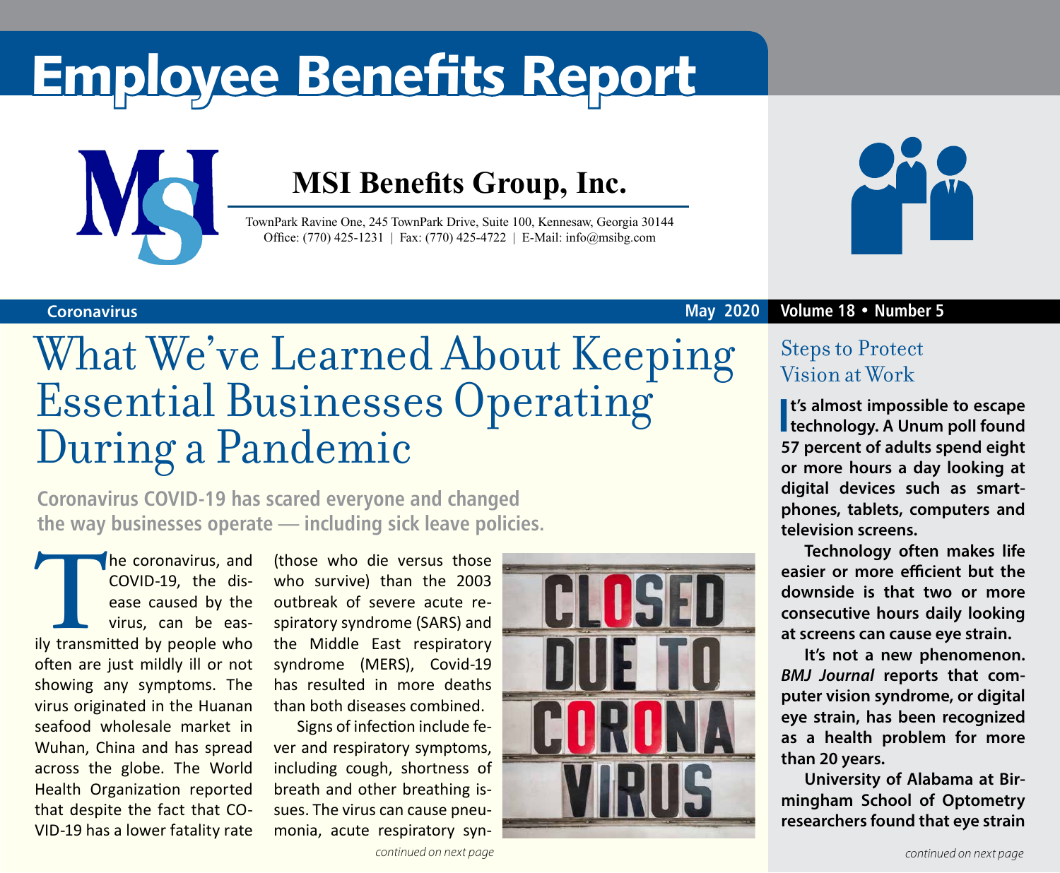# Employee Benefits Report

## MSI Benefits Group, Inc.

TownPark Ravine One, 245 TownPark Drive, Suite 100, Kennesaw, Georgia 30144
Office: (770) 425-1231 | Fax: (770) 425-4722 | E-Mail: info@msibg.com

**Coronavirus** — May 2020 — Volume 18 • Number 5

# What We've Learned About Keeping Essential Businesses Operating During a Pandemic

**Coronavirus COVID-19 has scared everyone and changed the way businesses operate — including sick leave policies.**

The coronavirus, and COVID-19, the disease caused by the virus, can be easily transmitted by people who often are just mildly ill or not showing any symptoms. The virus originated in the Huanan seafood wholesale market in Wuhan, China and has spread across the globe. The World Health Organization reported that despite the fact that COVID-19 has a lower fatality rate (those who die versus those who survive) than the 2003 outbreak of severe acute respiratory syndrome (SARS) and the Middle East respiratory syndrome (MERS), Covid-19 has resulted in more deaths than both diseases combined.

Signs of infection include fever and respiratory symptoms, including cough, shortness of breath and other breathing issues. The virus can cause pneumonia, acute respiratory syn-

*continued on next page*

## Steps to Protect Vision at Work

**It's almost impossible to escape technology. A Unum poll found 57 percent of adults spend eight or more hours a day looking at digital devices such as smartphones, tablets, computers and television screens.**

**Technology often makes life easier or more efficient but the downside is that two or more consecutive hours daily looking at screens can cause eye strain.**

**It's not a new phenomenon. *BMJ Journal* reports that computer vision syndrome, or digital eye strain, has been recognized as a health problem for more than 20 years.**

**University of Alabama at Birmingham School of Optometry researchers found that eye strain**

*continued on next page*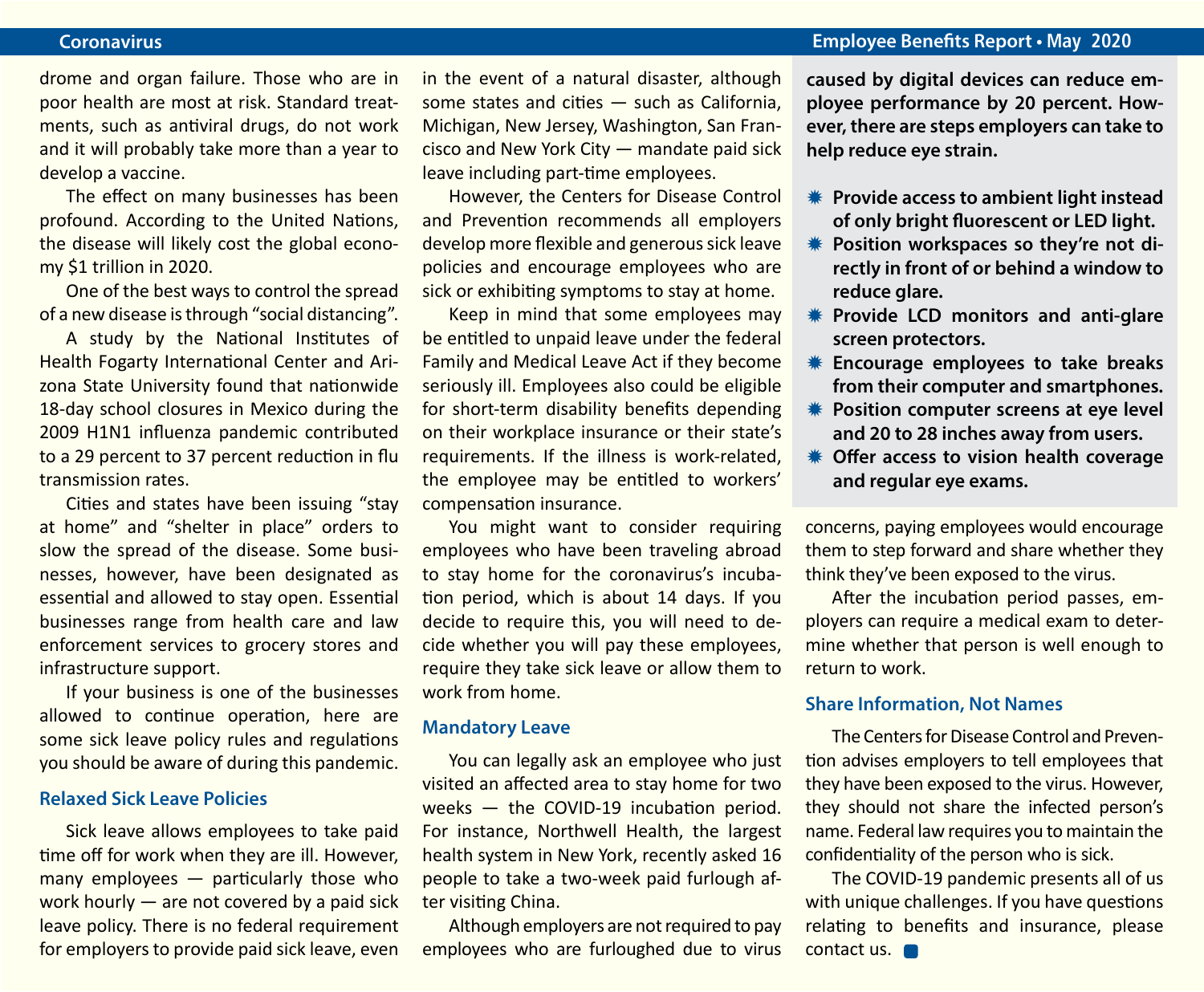drome and organ failure. Those who are in poor health are most at risk. Standard treatments, such as antiviral drugs, do not work and it will probably take more than a year to develop a vaccine.

The effect on many businesses has been profound. According to the United Nations, the disease will likely cost the global economy $1 trillion in 2020.

One of the best ways to control the spread of a new disease is through "social distancing".

A study by the National Institutes of Health Fogarty International Center and Arizona State University found that nationwide 18-day school closures in Mexico during the 2009 H1N1 influenza pandemic contributed to a 29 percent to 37 percent reduction in flu transmission rates.

Cities and states have been issuing "stay at home" and "shelter in place" orders to slow the spread of the disease. Some businesses, however, have been designated as essential and allowed to stay open. Essential businesses range from health care and law enforcement services to grocery stores and infrastructure support.

If your business is one of the businesses allowed to continue operation, here are some sick leave policy rules and regulations you should be aware of during this pandemic.

### Relaxed Sick Leave Policies

Sick leave allows employees to take paid time off for work when they are ill. However, many employees — particularly those who work hourly — are not covered by a paid sick leave policy. There is no federal requirement for employers to provide paid sick leave, even in the event of a natural disaster, although some states and cities — such as California, Michigan, New Jersey, Washington, San Francisco and New York City — mandate paid sick leave including part-time employees.

However, the Centers for Disease Control and Prevention recommends all employers develop more flexible and generous sick leave policies and encourage employees who are sick or exhibiting symptoms to stay at home.

Keep in mind that some employees may be entitled to unpaid leave under the federal Family and Medical Leave Act if they become seriously ill. Employees also could be eligible for short-term disability benefits depending on their workplace insurance or their state's requirements. If the illness is work-related, the employee may be entitled to workers' compensation insurance.

You might want to consider requiring employees who have been traveling abroad to stay home for the coronavirus's incubation period, which is about 14 days. If you decide to require this, you will need to decide whether you will pay these employees, require they take sick leave or allow them to work from home.

### Mandatory Leave

You can legally ask an employee who just visited an affected area to stay home for two weeks — the COVID-19 incubation period. For instance, Northwell Health, the largest health system in New York, recently asked 16 people to take a two-week paid furlough after visiting China.

Although employers are not required to pay employees who are furloughed due to virus concerns, paying employees would encourage them to step forward and share whether they think they've been exposed to the virus.

After the incubation period passes, employers can require a medical exam to determine whether that person is well enough to return to work.

### Share Information, Not Names

The Centers for Disease Control and Prevention advises employers to tell employees that they have been exposed to the virus. However, they should not share the infected person's name. Federal law requires you to maintain the confidentiality of the person who is sick.

The COVID-19 pandemic presents all of us with unique challenges. If you have questions relating to benefits and insurance, please contact us.

**caused by digital devices can reduce employee performance by 20 percent. However, there are steps employers can take to help reduce eye strain.**

- **Provide access to ambient light instead of only bright fluorescent or LED light.**
- **Position workspaces so they're not directly in front of or behind a window to reduce glare.**
- **Provide LCD monitors and anti-glare screen protectors.**
- **Encourage employees to take breaks from their computer and smartphones.**
- **Position computer screens at eye level and 20 to 28 inches away from users.**
- **Offer access to vision health coverage and regular eye exams.**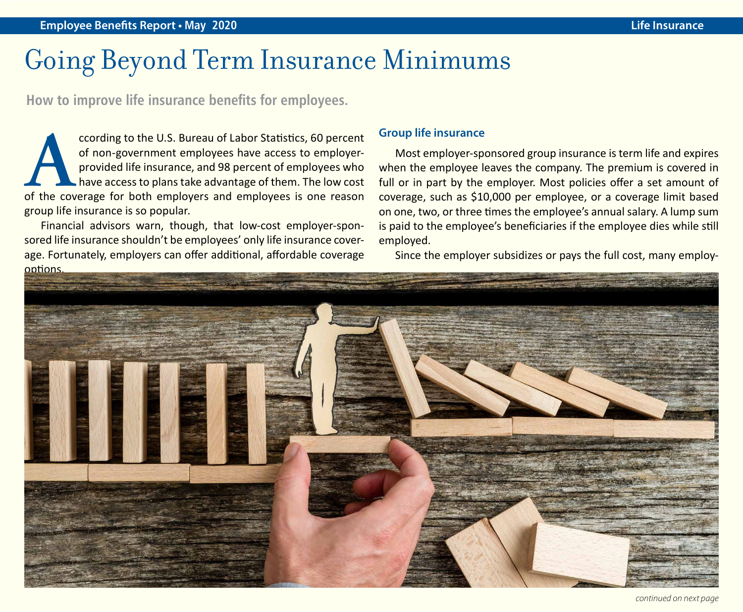# Going Beyond Term Insurance Minimums

**How to improve life insurance benefits for employees.**

According to the U.S. Bureau of Labor Statistics, 60 percent of non-government employees have access to employer-provided life insurance, and 98 percent of employees who have access to plans take advantage of them. The low cost of the coverage for both employers and employees is one reason group life insurance is so popular.

Financial advisors warn, though, that low-cost employer-sponsored life insurance shouldn't be employees' only life insurance coverage. Fortunately, employers can offer additional, affordable coverage options.

## Group life insurance

Most employer-sponsored group insurance is term life and expires when the employee leaves the company. The premium is covered in full or in part by the employer. Most policies offer a set amount of coverage, such as $10,000 per employee, or a coverage limit based on one, two, or three times the employee's annual salary. A lump sum is paid to the employee's beneficiaries if the employee dies while still employed.

Since the employer subsidizes or pays the full cost, many employ-

*continued on next page*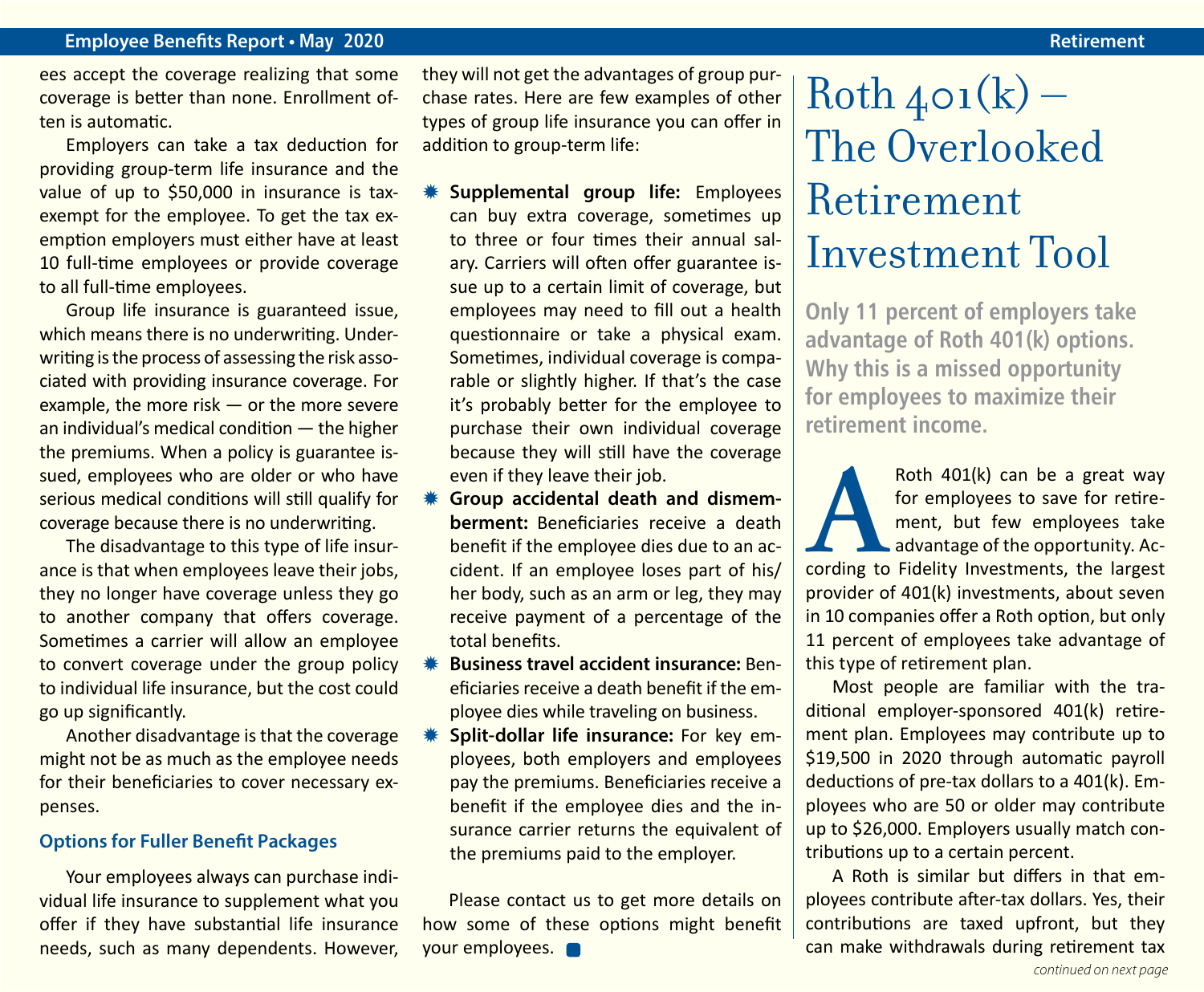ees accept the coverage realizing that some coverage is better than none. Enrollment often is automatic.

Employers can take a tax deduction for providing group-term life insurance and the value of up to $50,000 in insurance is tax-exempt for the employee. To get the tax exemption employers must either have at least 10 full-time employees or provide coverage to all full-time employees.

Group life insurance is guaranteed issue, which means there is no underwriting. Underwriting is the process of assessing the risk associated with providing insurance coverage. For example, the more risk — or the more severe an individual's medical condition — the higher the premiums. When a policy is guarantee issued, employees who are older or who have serious medical conditions will still qualify for coverage because there is no underwriting.

The disadvantage to this type of life insurance is that when employees leave their jobs, they no longer have coverage unless they go to another company that offers coverage. Sometimes a carrier will allow an employee to convert coverage under the group policy to individual life insurance, but the cost could go up significantly.

Another disadvantage is that the coverage might not be as much as the employee needs for their beneficiaries to cover necessary expenses.

### Options for Fuller Benefit Packages

Your employees always can purchase individual life insurance to supplement what you offer if they have substantial life insurance needs, such as many dependents. However, they will not get the advantages of group purchase rates. Here are few examples of other types of group life insurance you can offer in addition to group-term life:

- **Supplemental group life:** Employees can buy extra coverage, sometimes up to three or four times their annual salary. Carriers will often offer guarantee issue up to a certain limit of coverage, but employees may need to fill out a health questionnaire or take a physical exam. Sometimes, individual coverage is comparable or slightly higher. If that's the case it's probably better for the employee to purchase their own individual coverage because they will still have the coverage even if they leave their job.
- **Group accidental death and dismemberment:** Beneficiaries receive a death benefit if the employee dies due to an accident. If an employee loses part of his/her body, such as an arm or leg, they may receive payment of a percentage of the total benefits.
- **Business travel accident insurance:** Beneficiaries receive a death benefit if the employee dies while traveling on business.
- **Split-dollar life insurance:** For key employees, both employers and employees pay the premiums. Beneficiaries receive a benefit if the employee dies and the insurance carrier returns the equivalent of the premiums paid to the employer.

Please contact us to get more details on how some of these options might benefit your employees.

# Roth 401(k) – The Overlooked Retirement Investment Tool

**Only 11 percent of employers take advantage of Roth 401(k) options. Why this is a missed opportunity for employees to maximize their retirement income.**

A Roth 401(k) can be a great way for employees to save for retirement, but few employees take advantage of the opportunity. According to Fidelity Investments, the largest provider of 401(k) investments, about seven in 10 companies offer a Roth option, but only 11 percent of employees take advantage of this type of retirement plan.

Most people are familiar with the traditional employer-sponsored 401(k) retirement plan. Employees may contribute up to $19,500 in 2020 through automatic payroll deductions of pre-tax dollars to a 401(k). Employees who are 50 or older may contribute up to $26,000. Employers usually match contributions up to a certain percent.

A Roth is similar but differs in that employees contribute after-tax dollars. Yes, their contributions are taxed upfront, but they can make withdrawals during retirement tax

*continued on next page*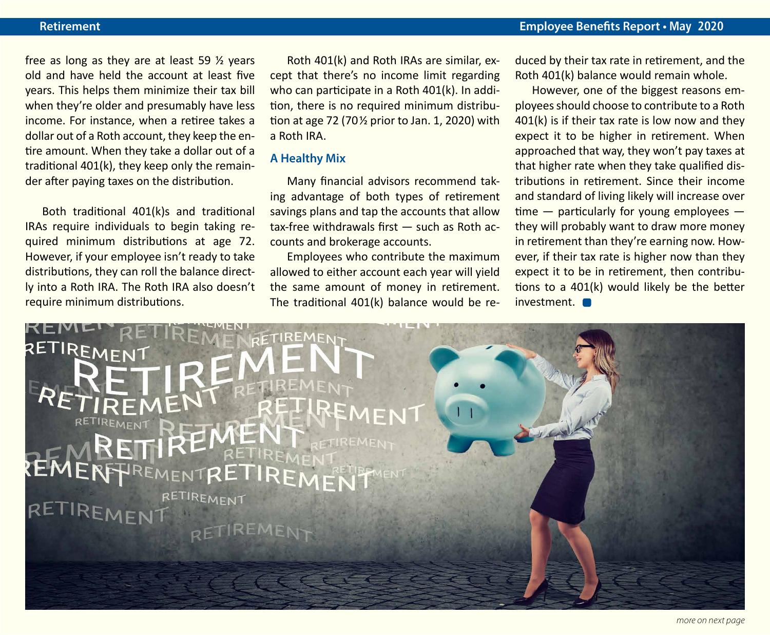free as long as they are at least 59 ½ years old and have held the account at least five years. This helps them minimize their tax bill when they're older and presumably have less income. For instance, when a retiree takes a dollar out of a Roth account, they keep the entire amount. When they take a dollar out of a traditional 401(k), they keep only the remainder after paying taxes on the distribution.

Both traditional 401(k)s and traditional IRAs require individuals to begin taking required minimum distributions at age 72. However, if your employee isn't ready to take distributions, they can roll the balance directly into a Roth IRA. The Roth IRA also doesn't require minimum distributions.

Roth 401(k) and Roth IRAs are similar, except that there's no income limit regarding who can participate in a Roth 401(k). In addition, there is no required minimum distribution at age 72 (70½ prior to Jan. 1, 2020) with a Roth IRA.

### A Healthy Mix

Many financial advisors recommend taking advantage of both types of retirement savings plans and tap the accounts that allow tax-free withdrawals first — such as Roth accounts and brokerage accounts.

Employees who contribute the maximum allowed to either account each year will yield the same amount of money in retirement. The traditional 401(k) balance would be reduced by their tax rate in retirement, and the Roth 401(k) balance would remain whole.

However, one of the biggest reasons employees should choose to contribute to a Roth 401(k) is if their tax rate is low now and they expect it to be higher in retirement. When approached that way, they won't pay taxes at that higher rate when they take qualified distributions in retirement. Since their income and standard of living likely will increase over time — particularly for young employees — they will probably want to draw more money in retirement than they're earning now. However, if their tax rate is higher now than they expect it to be in retirement, then contributions to a 401(k) would likely be the better investment.

*more on next page*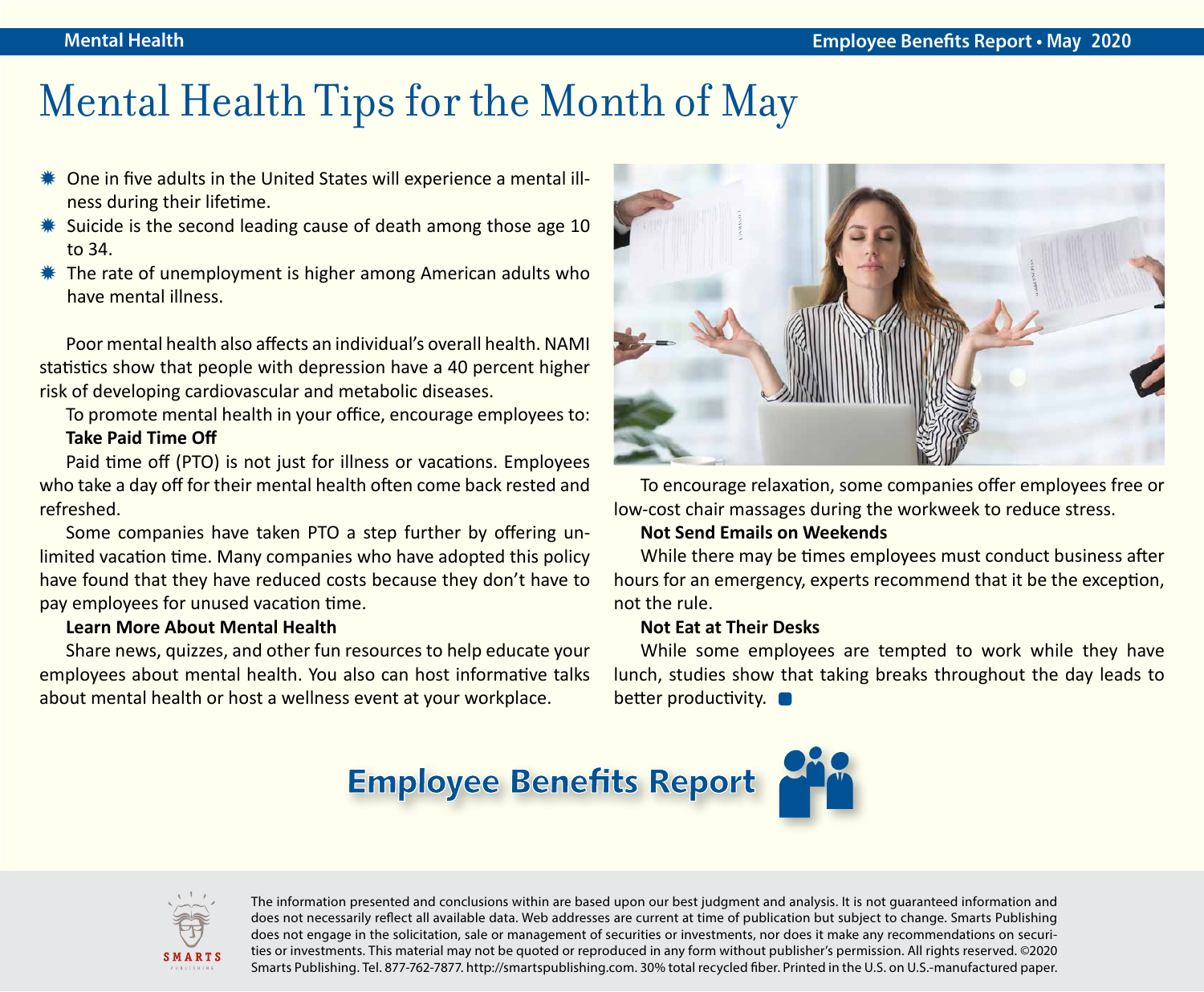# Mental Health Tips for the Month of May

- One in five adults in the United States will experience a mental illness during their lifetime.
- Suicide is the second leading cause of death among those age 10 to 34.
- The rate of unemployment is higher among American adults who have mental illness.

Poor mental health also affects an individual's overall health. NAMI statistics show that people with depression have a 40 percent higher risk of developing cardiovascular and metabolic diseases.

To promote mental health in your office, encourage employees to:

**Take Paid Time Off**

Paid time off (PTO) is not just for illness or vacations. Employees who take a day off for their mental health often come back rested and refreshed.

Some companies have taken PTO a step further by offering unlimited vacation time. Many companies who have adopted this policy have found that they have reduced costs because they don't have to pay employees for unused vacation time.

**Learn More About Mental Health**

Share news, quizzes, and other fun resources to help educate your employees about mental health. You also can host informative talks about mental health or host a wellness event at your workplace.

To encourage relaxation, some companies offer employees free or low-cost chair massages during the workweek to reduce stress.

**Not Send Emails on Weekends**

While there may be times employees must conduct business after hours for an emergency, experts recommend that it be the exception, not the rule.

**Not Eat at Their Desks**

While some employees are tempted to work while they have lunch, studies show that taking breaks throughout the day leads to better productivity.

**Employee Benefits Report**

The information presented and conclusions within are based upon our best judgment and analysis. It is not guaranteed information and does not necessarily reflect all available data. Web addresses are current at time of publication but subject to change. Smarts Publishing does not engage in the solicitation, sale or management of securities or investments, nor does it make any recommendations on securities or investments. This material may not be quoted or reproduced in any form without publisher's permission. All rights reserved. ©2020 Smarts Publishing. Tel. 877-762-7877. http://smartspublishing.com. 30% total recycled fiber. Printed in the U.S. on U.S.-manufactured paper.